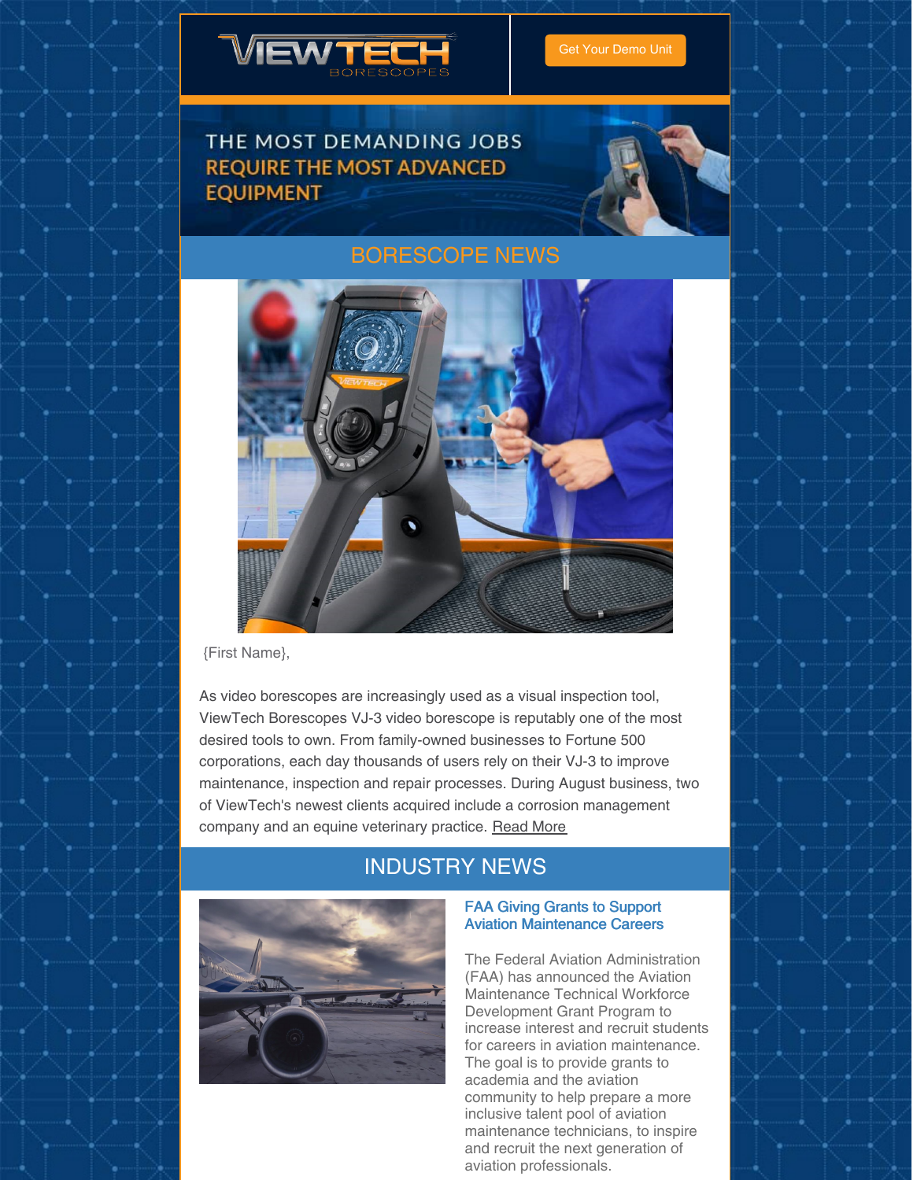VIEWTECH BORESCOPES

Get Your Demo Unit

THE MOST DEMANDING JOBS REQUIRE THE MOST ADVANCED EQUIPMENT

## BORESCOPE NEWS

{First Name},

As video borescopes are increasingly used as a visual inspection tool, ViewTech Borescopes VJ-3 video borescope is reputably one of the most desired tools to own. From family-owned businesses to Fortune 500 corporations, each day thousands of users rely on their VJ-3 to improve maintenance, inspection and repair processes. During August business, two of ViewTech's newest clients acquired include a corrosion management company and an equine veterinary practice. Read More

## INDUSTRY NEWS

### FAA Giving Grants to Support Aviation Maintenance Careers

The Federal Aviation Administration (FAA) has announced the Aviation Maintenance Technical Workforce Development Grant Program to increase interest and recruit students for careers in aviation maintenance. The goal is to provide grants to academia and the aviation community to help prepare a more inclusive talent pool of aviation maintenance technicians, to inspire and recruit the next generation of aviation professionals.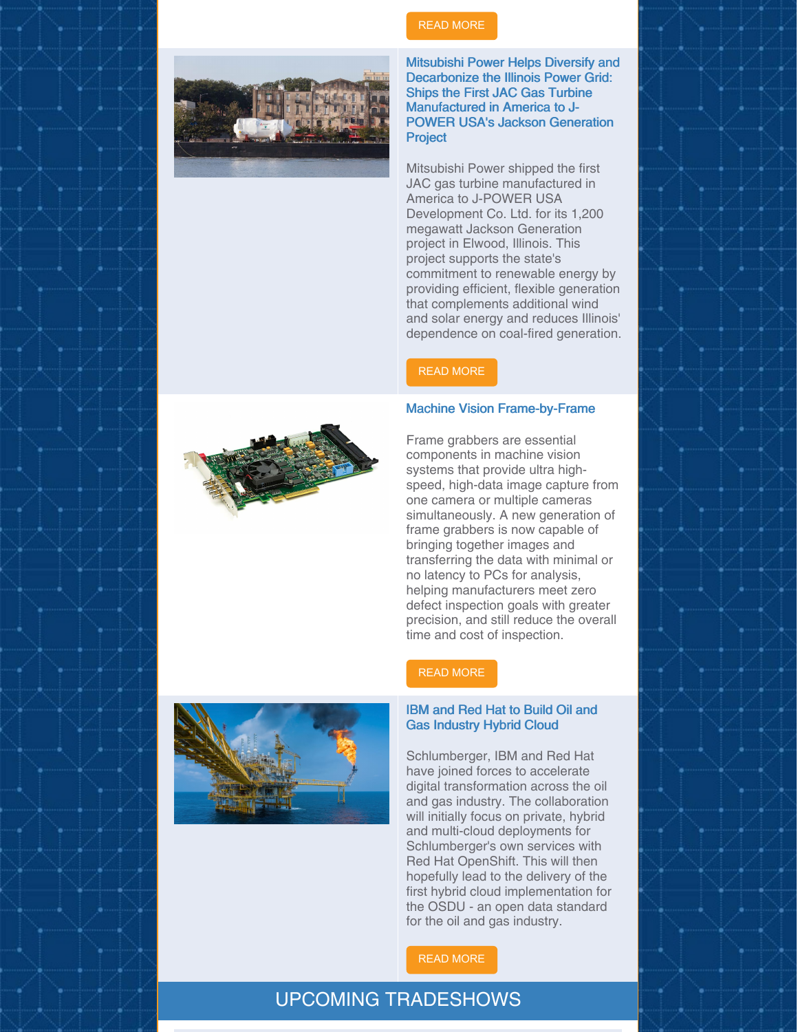READ MORE

### Mitsubishi Power Helps Diversify and Decarbonize the Illinois Power Grid: Ships the First JAC Gas Turbine Manufactured in America to J-POWER USA's Jackson Generation Project

Mitsubishi Power shipped the first JAC gas turbine manufactured in America to J-POWER USA Development Co. Ltd. for its 1,200 megawatt Jackson Generation project in Elwood, Illinois. This project supports the state's commitment to renewable energy by providing efficient, flexible generation that complements additional wind and solar energy and reduces Illinois' dependence on coal-fired generation.

READ MORE

### Machine Vision Frame-by-Frame

Frame grabbers are essential components in machine vision systems that provide ultra high-speed, high-data image capture from one camera or multiple cameras simultaneously. A new generation of frame grabbers is now capable of bringing together images and transferring the data with minimal or no latency to PCs for analysis, helping manufacturers meet zero defect inspection goals with greater precision, and still reduce the overall time and cost of inspection.

READ MORE

### IBM and Red Hat to Build Oil and Gas Industry Hybrid Cloud

Schlumberger, IBM and Red Hat have joined forces to accelerate digital transformation across the oil and gas industry. The collaboration will initially focus on private, hybrid and multi-cloud deployments for Schlumberger's own services with Red Hat OpenShift. This will then hopefully lead to the delivery of the first hybrid cloud implementation for the OSDU - an open data standard for the oil and gas industry.

READ MORE

## UPCOMING TRADESHOWS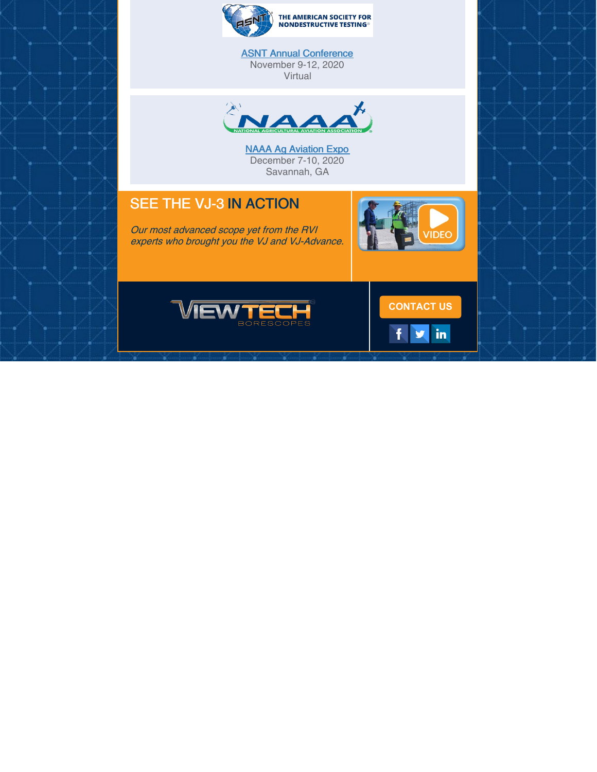THE AMERICAN SOCIETY FOR NONDESTRUCTIVE TESTING

ASNT Annual Conference
November 9-12, 2020
Virtual

NAAA
NATIONAL AGRICULTURAL AVIATION ASSOCIATION

NAAA Ag Aviation Expo
December 7-10, 2020
Savannah, GA

## SEE THE VJ-3 IN ACTION

*Our most advanced scope yet from the RVI experts who brought you the VJ and VJ-Advance.*

VIDEO

VIEWTECH BORESCOPES

CONTACT US